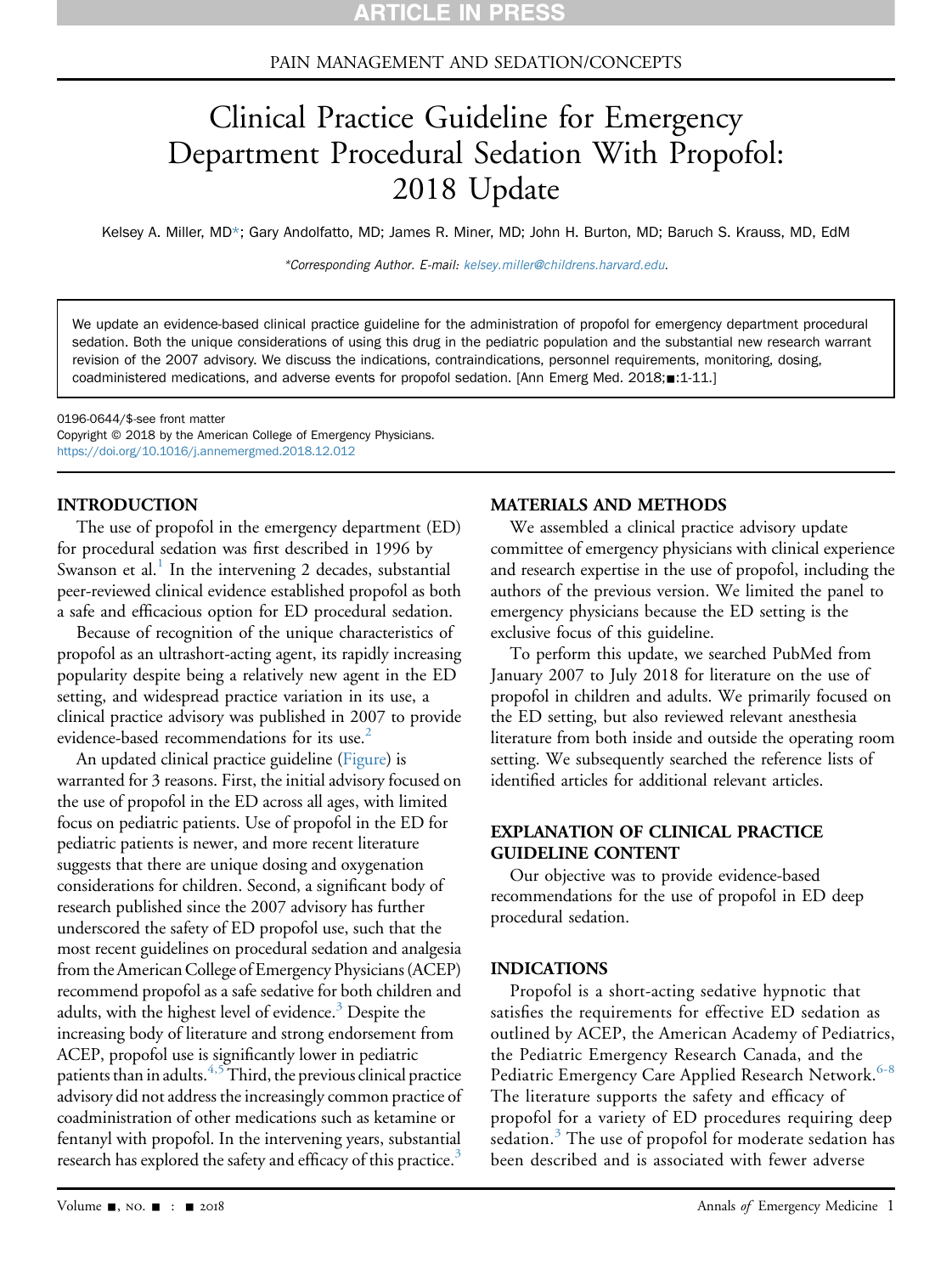PAIN MANAGEMENT AND SEDATION/CONCEPTS

# Clinical Practice Guideline for Emergency Department Procedural Sedation With Propofol: 2018 Update

Kelsey A. Miller, MD*; Gary Andolfatto, MD; James R. Miner, MD; John H. Burton, MD; Baruch S. Krauss, MD, EdM

*Corresponding Author. E-mail: kelsey.miller@childrens.harvard.edu.

We update an evidence-based clinical practice guideline for the administration of propofol for emergency department procedural sedation. Both the unique considerations of using this drug in the pediatric population and the substantial new research warrant revision of the 2007 advisory. We discuss the indications, contraindications, personnel requirements, monitoring, dosing, coadministered medications, and adverse events for propofol sedation. [Ann Emerg Med. 2018;■:1-11.]

0196-0644/$-see front matter
Copyright © 2018 by the American College of Emergency Physicians.
https://doi.org/10.1016/j.annemergmed.2018.12.012

## INTRODUCTION

The use of propofol in the emergency department (ED) for procedural sedation was first described in 1996 by Swanson et al.[1] In the intervening 2 decades, substantial peer-reviewed clinical evidence established propofol as both a safe and efficacious option for ED procedural sedation.

Because of recognition of the unique characteristics of propofol as an ultrashort-acting agent, its rapidly increasing popularity despite being a relatively new agent in the ED setting, and widespread practice variation in its use, a clinical practice advisory was published in 2007 to provide evidence-based recommendations for its use.[2]

An updated clinical practice guideline (Figure) is warranted for 3 reasons. First, the initial advisory focused on the use of propofol in the ED across all ages, with limited focus on pediatric patients. Use of propofol in the ED for pediatric patients is newer, and more recent literature suggests that there are unique dosing and oxygenation considerations for children. Second, a significant body of research published since the 2007 advisory has further underscored the safety of ED propofol use, such that the most recent guidelines on procedural sedation and analgesia from the American College of Emergency Physicians (ACEP) recommend propofol as a safe sedative for both children and adults, with the highest level of evidence.[3] Despite the increasing body of literature and strong endorsement from ACEP, propofol use is significantly lower in pediatric patients than in adults.[4,5] Third, the previous clinical practice advisory did not address the increasingly common practice of coadministration of other medications such as ketamine or fentanyl with propofol. In the intervening years, substantial research has explored the safety and efficacy of this practice.[3]

## MATERIALS AND METHODS

We assembled a clinical practice advisory update committee of emergency physicians with clinical experience and research expertise in the use of propofol, including the authors of the previous version. We limited the panel to emergency physicians because the ED setting is the exclusive focus of this guideline.

To perform this update, we searched PubMed from January 2007 to July 2018 for literature on the use of propofol in children and adults. We primarily focused on the ED setting, but also reviewed relevant anesthesia literature from both inside and outside the operating room setting. We subsequently searched the reference lists of identified articles for additional relevant articles.

## EXPLANATION OF CLINICAL PRACTICE GUIDELINE CONTENT

Our objective was to provide evidence-based recommendations for the use of propofol in ED deep procedural sedation.

## INDICATIONS

Propofol is a short-acting sedative hypnotic that satisfies the requirements for effective ED sedation as outlined by ACEP, the American Academy of Pediatrics, the Pediatric Emergency Research Canada, and the Pediatric Emergency Care Applied Research Network.[6-8] The literature supports the safety and efficacy of propofol for a variety of ED procedures requiring deep sedation.[3] The use of propofol for moderate sedation has been described and is associated with fewer adverse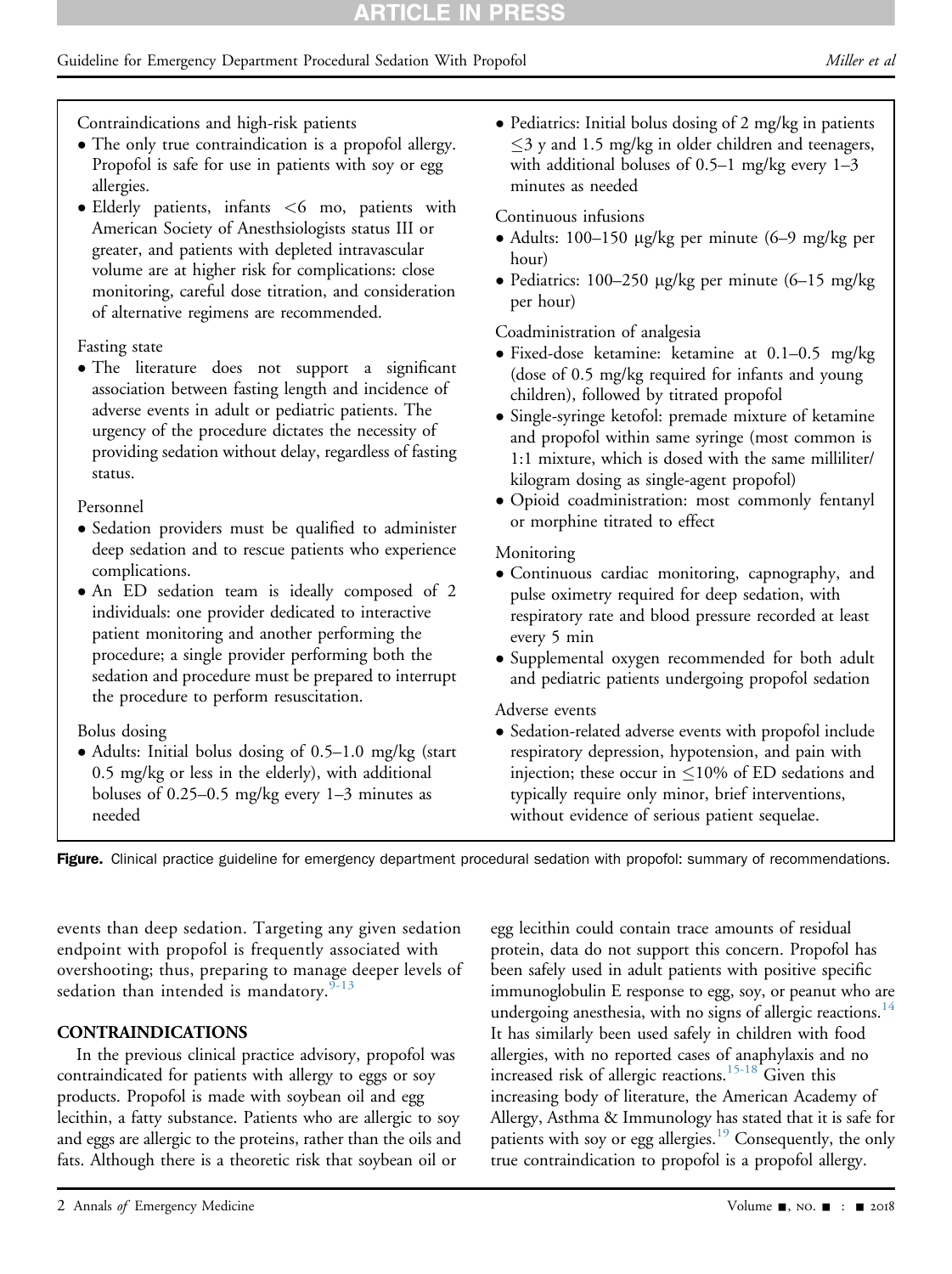Contraindications and high-risk patients

- The only true contraindication is a propofol allergy. Propofol is safe for use in patients with soy or egg allergies.
- Elderly patients, infants <6 mo, patients with American Society of Anesthesiologists status III or greater, and patients with depleted intravascular volume are at higher risk for complications: close monitoring, careful dose titration, and consideration of alternative regimens are recommended.

Fasting state

- The literature does not support a significant association between fasting length and incidence of adverse events in adult or pediatric patients. The urgency of the procedure dictates the necessity of providing sedation without delay, regardless of fasting status.

Personnel

- Sedation providers must be qualified to administer deep sedation and to rescue patients who experience complications.
- An ED sedation team is ideally composed of 2 individuals: one provider dedicated to interactive patient monitoring and another performing the procedure; a single provider performing both the sedation and procedure must be prepared to interrupt the procedure to perform resuscitation.

Bolus dosing

- Adults: Initial bolus dosing of 0.5–1.0 mg/kg (start 0.5 mg/kg or less in the elderly), with additional boluses of 0.25–0.5 mg/kg every 1–3 minutes as needed
- Pediatrics: Initial bolus dosing of 2 mg/kg in patients ≤3 y and 1.5 mg/kg in older children and teenagers, with additional boluses of 0.5–1 mg/kg every 1–3 minutes as needed

Continuous infusions

- Adults: 100–150 μg/kg per minute (6–9 mg/kg per hour)
- Pediatrics: 100–250 μg/kg per minute (6–15 mg/kg per hour)

Coadministration of analgesia

- Fixed-dose ketamine: ketamine at 0.1–0.5 mg/kg (dose of 0.5 mg/kg required for infants and young children), followed by titrated propofol
- Single-syringe ketofol: premade mixture of ketamine and propofol within same syringe (most common is 1:1 mixture, which is dosed with the same milliliter/kilogram dosing as single-agent propofol)
- Opioid coadministration: most commonly fentanyl or morphine titrated to effect

Monitoring

- Continuous cardiac monitoring, capnography, and pulse oximetry required for deep sedation, with respiratory rate and blood pressure recorded at least every 5 min
- Supplemental oxygen recommended for both adult and pediatric patients undergoing propofol sedation

Adverse events

- Sedation-related adverse events with propofol include respiratory depression, hypotension, and pain with injection; these occur in ≤10% of ED sedations and typically require only minor, brief interventions, without evidence of serious patient sequelae.

**Figure.** Clinical practice guideline for emergency department procedural sedation with propofol: summary of recommendations.

events than deep sedation. Targeting any given sedation endpoint with propofol is frequently associated with overshooting; thus, preparing to manage deeper levels of sedation than intended is mandatory.[9-13]

## CONTRAINDICATIONS

In the previous clinical practice advisory, propofol was contraindicated for patients with allergy to eggs or soy products. Propofol is made with soybean oil and egg lecithin, a fatty substance. Patients who are allergic to soy and eggs are allergic to the proteins, rather than the oils and fats. Although there is a theoretic risk that soybean oil or egg lecithin could contain trace amounts of residual protein, data do not support this concern. Propofol has been safely used in adult patients with positive specific immunoglobulin E response to egg, soy, or peanut who are undergoing anesthesia, with no signs of allergic reactions.[14] It has similarly been used safely in children with food allergies, with no reported cases of anaphylaxis and no increased risk of allergic reactions.[15-18] Given this increasing body of literature, the American Academy of Allergy, Asthma & Immunology has stated that it is safe for patients with soy or egg allergies.[19] Consequently, the only true contraindication to propofol is a propofol allergy.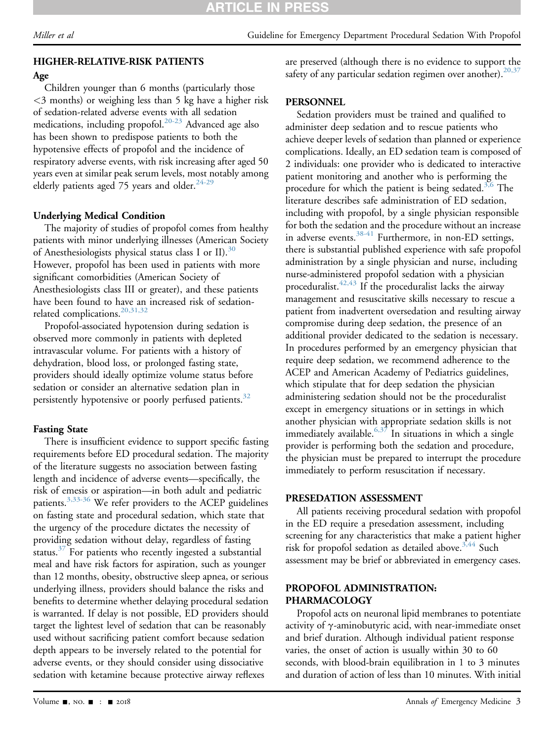## HIGHER-RELATIVE-RISK PATIENTS

### Age

Children younger than 6 months (particularly those <3 months) or weighing less than 5 kg have a higher risk of sedation-related adverse events with all sedation medications, including propofol.[20-23] Advanced age also has been shown to predispose patients to both the hypotensive effects of propofol and the incidence of respiratory adverse events, with risk increasing after aged 50 years even at similar peak serum levels, most notably among elderly patients aged 75 years and older.[24-29]

### Underlying Medical Condition

The majority of studies of propofol comes from healthy patients with minor underlying illnesses (American Society of Anesthesiologists physical status class I or II).[30] However, propofol has been used in patients with more significant comorbidities (American Society of Anesthesiologists class III or greater), and these patients have been found to have an increased risk of sedation-related complications.[20,31,32]

Propofol-associated hypotension during sedation is observed more commonly in patients with depleted intravascular volume. For patients with a history of dehydration, blood loss, or prolonged fasting state, providers should ideally optimize volume status before sedation or consider an alternative sedation plan in persistently hypotensive or poorly perfused patients.[32]

### Fasting State

There is insufficient evidence to support specific fasting requirements before ED procedural sedation. The majority of the literature suggests no association between fasting length and incidence of adverse events—specifically, the risk of emesis or aspiration—in both adult and pediatric patients.[3,33-36] We refer providers to the ACEP guidelines on fasting state and procedural sedation, which state that the urgency of the procedure dictates the necessity of providing sedation without delay, regardless of fasting status.[37] For patients who recently ingested a substantial meal and have risk factors for aspiration, such as younger than 12 months, obesity, obstructive sleep apnea, or serious underlying illness, providers should balance the risks and benefits to determine whether delaying procedural sedation is warranted. If delay is not possible, ED providers should target the lightest level of sedation that can be reasonably used without sacrificing patient comfort because sedation depth appears to be inversely related to the potential for adverse events, or they should consider using dissociative sedation with ketamine because protective airway reflexes are preserved (although there is no evidence to support the safety of any particular sedation regimen over another).[20,37]

## PERSONNEL

Sedation providers must be trained and qualified to administer deep sedation and to rescue patients who achieve deeper levels of sedation than planned or experience complications. Ideally, an ED sedation team is composed of 2 individuals: one provider who is dedicated to interactive patient monitoring and another who is performing the procedure for which the patient is being sedated.[3,6] The literature describes safe administration of ED sedation, including with propofol, by a single physician responsible for both the sedation and the procedure without an increase in adverse events.[38-41] Furthermore, in non-ED settings, there is substantial published experience with safe propofol administration by a single physician and nurse, including nurse-administered propofol sedation with a physician proceduralist.[42,43] If the proceduralist lacks the airway management and resuscitative skills necessary to rescue a patient from inadvertent oversedation and resulting airway compromise during deep sedation, the presence of an additional provider dedicated to the sedation is necessary. In procedures performed by an emergency physician that require deep sedation, we recommend adherence to the ACEP and American Academy of Pediatrics guidelines, which stipulate that for deep sedation the physician administering sedation should not be the proceduralist except in emergency situations or in settings in which another physician with appropriate sedation skills is not immediately available.[6,37] In situations in which a single provider is performing both the sedation and procedure, the physician must be prepared to interrupt the procedure immediately to perform resuscitation if necessary.

## PRESEDATION ASSESSMENT

All patients receiving procedural sedation with propofol in the ED require a presedation assessment, including screening for any characteristics that make a patient higher risk for propofol sedation as detailed above.[3,44] Such assessment may be brief or abbreviated in emergency cases.

## PROPOFOL ADMINISTRATION: PHARMACOLOGY

Propofol acts on neuronal lipid membranes to potentiate activity of γ-aminobutyric acid, with near-immediate onset and brief duration. Although individual patient response varies, the onset of action is usually within 30 to 60 seconds, with blood-brain equilibration in 1 to 3 minutes and duration of action of less than 10 minutes. With initial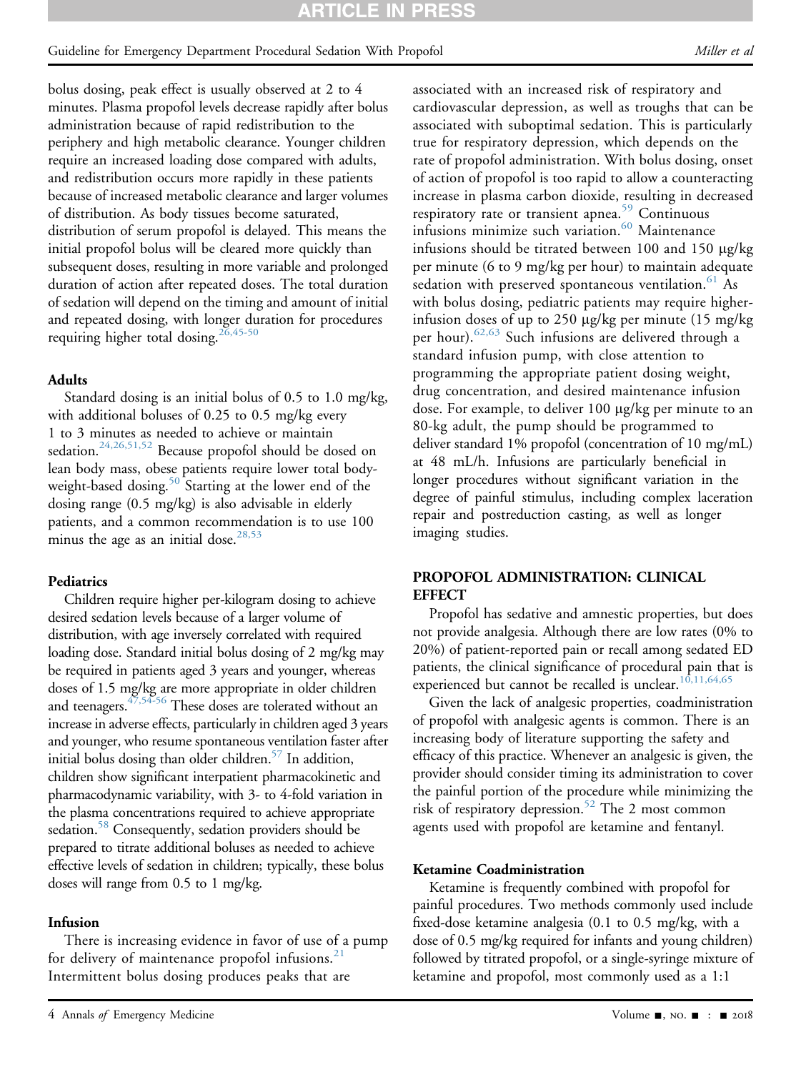bolus dosing, peak effect is usually observed at 2 to 4 minutes. Plasma propofol levels decrease rapidly after bolus administration because of rapid redistribution to the periphery and high metabolic clearance. Younger children require an increased loading dose compared with adults, and redistribution occurs more rapidly in these patients because of increased metabolic clearance and larger volumes of distribution. As body tissues become saturated, distribution of serum propofol is delayed. This means the initial propofol bolus will be cleared more quickly than subsequent doses, resulting in more variable and prolonged duration of action after repeated doses. The total duration of sedation will depend on the timing and amount of initial and repeated dosing, with longer duration for procedures requiring higher total dosing.[26,45-50]

### Adults

Standard dosing is an initial bolus of 0.5 to 1.0 mg/kg, with additional boluses of 0.25 to 0.5 mg/kg every 1 to 3 minutes as needed to achieve or maintain sedation.[24,26,51,52] Because propofol should be dosed on lean body mass, obese patients require lower total body-weight-based dosing.[50] Starting at the lower end of the dosing range (0.5 mg/kg) is also advisable in elderly patients, and a common recommendation is to use 100 minus the age as an initial dose.[28,53]

### Pediatrics

Children require higher per-kilogram dosing to achieve desired sedation levels because of a larger volume of distribution, with age inversely correlated with required loading dose. Standard initial bolus dosing of 2 mg/kg may be required in patients aged 3 years and younger, whereas doses of 1.5 mg/kg are more appropriate in older children and teenagers.[47,54-56] These doses are tolerated without an increase in adverse effects, particularly in children aged 3 years and younger, who resume spontaneous ventilation faster after initial bolus dosing than older children.[57] In addition, children show significant interpatient pharmacokinetic and pharmacodynamic variability, with 3- to 4-fold variation in the plasma concentrations required to achieve appropriate sedation.[58] Consequently, sedation providers should be prepared to titrate additional boluses as needed to achieve effective levels of sedation in children; typically, these bolus doses will range from 0.5 to 1 mg/kg.

### Infusion

There is increasing evidence in favor of use of a pump for delivery of maintenance propofol infusions.[21] Intermittent bolus dosing produces peaks that are associated with an increased risk of respiratory and cardiovascular depression, as well as troughs that can be associated with suboptimal sedation. This is particularly true for respiratory depression, which depends on the rate of propofol administration. With bolus dosing, onset of action of propofol is too rapid to allow a counteracting increase in plasma carbon dioxide, resulting in decreased respiratory rate or transient apnea.[59] Continuous infusions minimize such variation.[60] Maintenance infusions should be titrated between 100 and 150 µg/kg per minute (6 to 9 mg/kg per hour) to maintain adequate sedation with preserved spontaneous ventilation.[61] As with bolus dosing, pediatric patients may require higher-infusion doses of up to 250 µg/kg per minute (15 mg/kg per hour).[62,63] Such infusions are delivered through a standard infusion pump, with close attention to programming the appropriate patient dosing weight, drug concentration, and desired maintenance infusion dose. For example, to deliver 100 µg/kg per minute to an 80-kg adult, the pump should be programmed to deliver standard 1% propofol (concentration of 10 mg/mL) at 48 mL/h. Infusions are particularly beneficial in longer procedures without significant variation in the degree of painful stimulus, including complex laceration repair and postreduction casting, as well as longer imaging studies.

## PROPOFOL ADMINISTRATION: CLINICAL EFFECT

Propofol has sedative and amnestic properties, but does not provide analgesia. Although there are low rates (0% to 20%) of patient-reported pain or recall among sedated ED patients, the clinical significance of procedural pain that is experienced but cannot be recalled is unclear.[10,11,64,65]

Given the lack of analgesic properties, coadministration of propofol with analgesic agents is common. There is an increasing body of literature supporting the safety and efficacy of this practice. Whenever an analgesic is given, the provider should consider timing its administration to cover the painful portion of the procedure while minimizing the risk of respiratory depression.[52] The 2 most common agents used with propofol are ketamine and fentanyl.

### Ketamine Coadministration

Ketamine is frequently combined with propofol for painful procedures. Two methods commonly used include fixed-dose ketamine analgesia (0.1 to 0.5 mg/kg, with a dose of 0.5 mg/kg required for infants and young children) followed by titrated propofol, or a single-syringe mixture of ketamine and propofol, most commonly used as a 1:1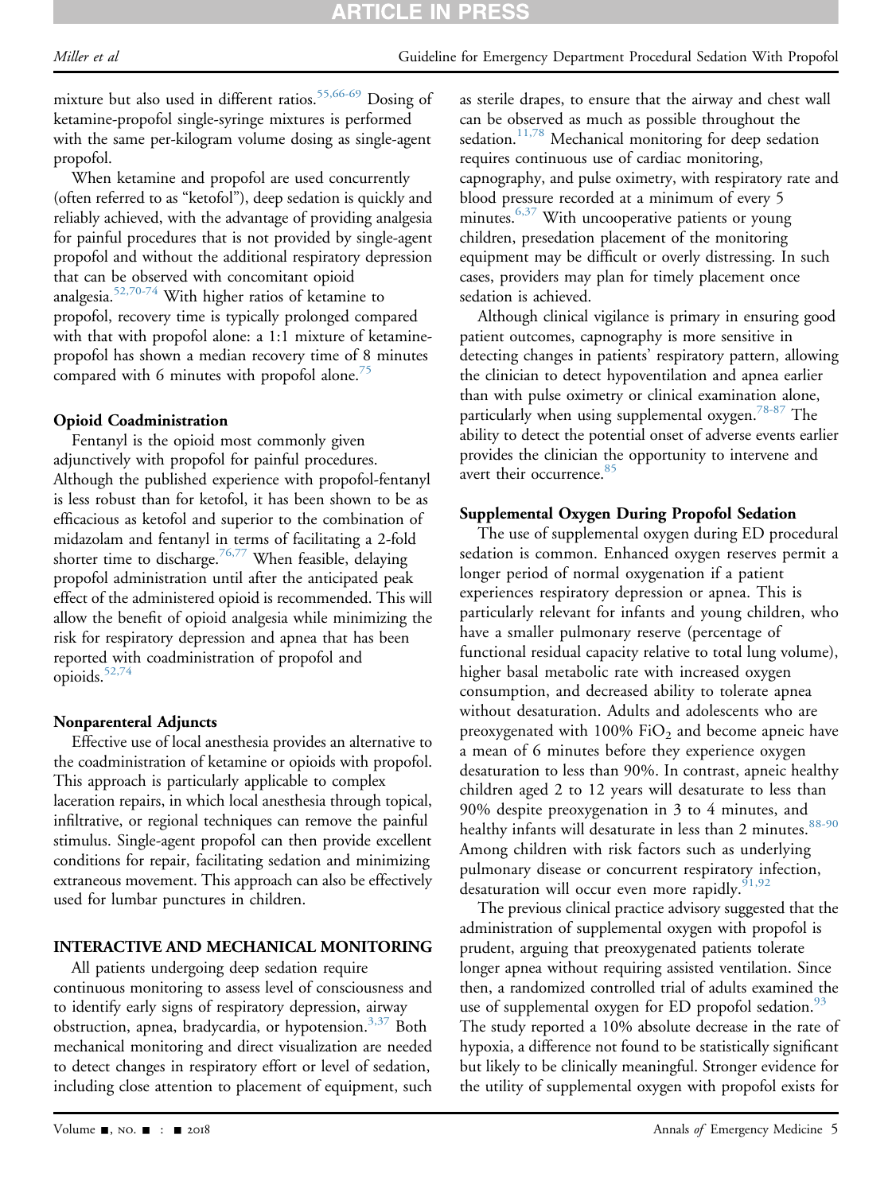mixture but also used in different ratios.[55,66-69] Dosing of ketamine-propofol single-syringe mixtures is performed with the same per-kilogram volume dosing as single-agent propofol.

When ketamine and propofol are used concurrently (often referred to as "ketofol"), deep sedation is quickly and reliably achieved, with the advantage of providing analgesia for painful procedures that is not provided by single-agent propofol and without the additional respiratory depression that can be observed with concomitant opioid analgesia.[52,70-74] With higher ratios of ketamine to propofol, recovery time is typically prolonged compared with that with propofol alone: a 1:1 mixture of ketamine-propofol has shown a median recovery time of 8 minutes compared with 6 minutes with propofol alone.[75]

### Opioid Coadministration

Fentanyl is the opioid most commonly given adjunctively with propofol for painful procedures. Although the published experience with propofol-fentanyl is less robust than for ketofol, it has been shown to be as efficacious as ketofol and superior to the combination of midazolam and fentanyl in terms of facilitating a 2-fold shorter time to discharge.[76,77] When feasible, delaying propofol administration until after the anticipated peak effect of the administered opioid is recommended. This will allow the benefit of opioid analgesia while minimizing the risk for respiratory depression and apnea that has been reported with coadministration of propofol and opioids.[52,74]

### Nonparenteral Adjuncts

Effective use of local anesthesia provides an alternative to the coadministration of ketamine or opioids with propofol. This approach is particularly applicable to complex laceration repairs, in which local anesthesia through topical, infiltrative, or regional techniques can remove the painful stimulus. Single-agent propofol can then provide excellent conditions for repair, facilitating sedation and minimizing extraneous movement. This approach can also be effectively used for lumbar punctures in children.

## INTERACTIVE AND MECHANICAL MONITORING

All patients undergoing deep sedation require continuous monitoring to assess level of consciousness and to identify early signs of respiratory depression, airway obstruction, apnea, bradycardia, or hypotension.[3,37] Both mechanical monitoring and direct visualization are needed to detect changes in respiratory effort or level of sedation, including close attention to placement of equipment, such as sterile drapes, to ensure that the airway and chest wall can be observed as much as possible throughout the sedation.[11,78] Mechanical monitoring for deep sedation requires continuous use of cardiac monitoring, capnography, and pulse oximetry, with respiratory rate and blood pressure recorded at a minimum of every 5 minutes.[6,37] With uncooperative patients or young children, presedation placement of the monitoring equipment may be difficult or overly distressing. In such cases, providers may plan for timely placement once sedation is achieved.

Although clinical vigilance is primary in ensuring good patient outcomes, capnography is more sensitive in detecting changes in patients' respiratory pattern, allowing the clinician to detect hypoventilation and apnea earlier than with pulse oximetry or clinical examination alone, particularly when using supplemental oxygen.[78-87] The ability to detect the potential onset of adverse events earlier provides the clinician the opportunity to intervene and avert their occurrence.[85]

### Supplemental Oxygen During Propofol Sedation

The use of supplemental oxygen during ED procedural sedation is common. Enhanced oxygen reserves permit a longer period of normal oxygenation if a patient experiences respiratory depression or apnea. This is particularly relevant for infants and young children, who have a smaller pulmonary reserve (percentage of functional residual capacity relative to total lung volume), higher basal metabolic rate with increased oxygen consumption, and decreased ability to tolerate apnea without desaturation. Adults and adolescents who are preoxygenated with 100% $FiO_2$ and become apneic have a mean of 6 minutes before they experience oxygen desaturation to less than 90%. In contrast, apneic healthy children aged 2 to 12 years will desaturate to less than 90% despite preoxygenation in 3 to 4 minutes, and healthy infants will desaturate in less than 2 minutes.[88-90] Among children with risk factors such as underlying pulmonary disease or concurrent respiratory infection, desaturation will occur even more rapidly.[91,92]

The previous clinical practice advisory suggested that the administration of supplemental oxygen with propofol is prudent, arguing that preoxygenated patients tolerate longer apnea without requiring assisted ventilation. Since then, a randomized controlled trial of adults examined the use of supplemental oxygen for ED propofol sedation.[93] The study reported a 10% absolute decrease in the rate of hypoxia, a difference not found to be statistically significant but likely to be clinically meaningful. Stronger evidence for the utility of supplemental oxygen with propofol exists for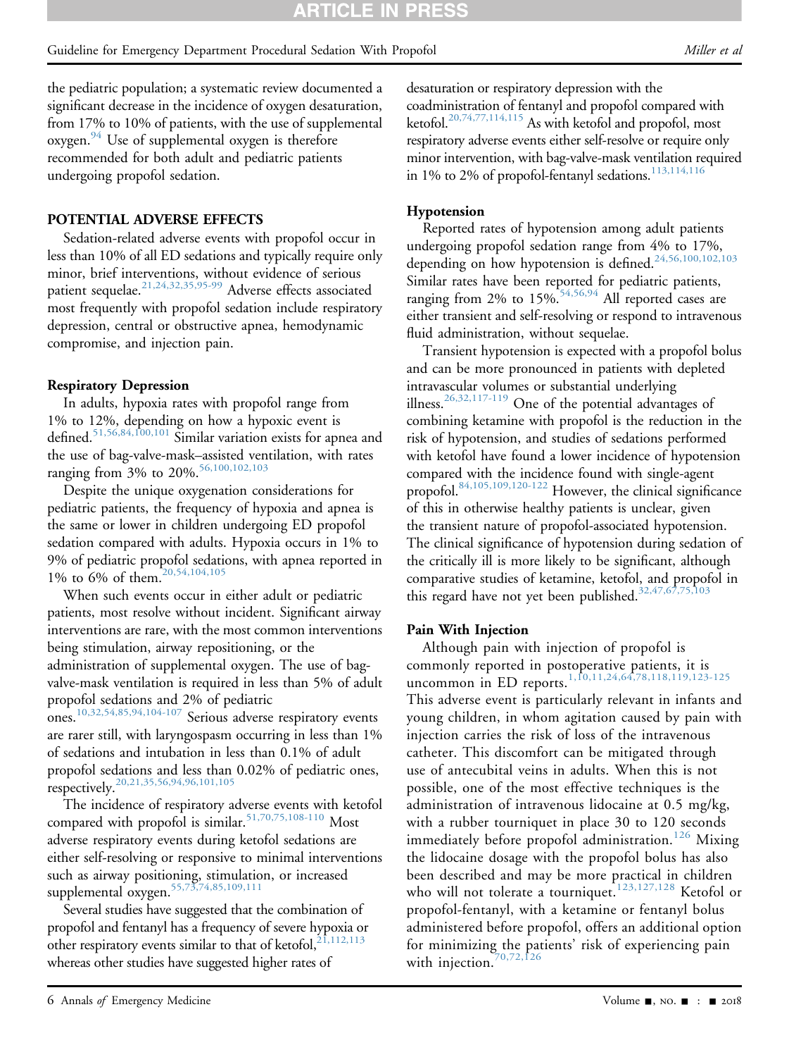the pediatric population; a systematic review documented a significant decrease in the incidence of oxygen desaturation, from 17% to 10% of patients, with the use of supplemental oxygen.[94] Use of supplemental oxygen is therefore recommended for both adult and pediatric patients undergoing propofol sedation.

## POTENTIAL ADVERSE EFFECTS

Sedation-related adverse events with propofol occur in less than 10% of all ED sedations and typically require only minor, brief interventions, without evidence of serious patient sequelae.[21,24,32,35,95-99] Adverse effects associated most frequently with propofol sedation include respiratory depression, central or obstructive apnea, hemodynamic compromise, and injection pain.

### Respiratory Depression

In adults, hypoxia rates with propofol range from 1% to 12%, depending on how a hypoxic event is defined.[51,56,84,100,101] Similar variation exists for apnea and the use of bag-valve-mask–assisted ventilation, with rates ranging from 3% to 20%.[56,100,102,103]

Despite the unique oxygenation considerations for pediatric patients, the frequency of hypoxia and apnea is the same or lower in children undergoing ED propofol sedation compared with adults. Hypoxia occurs in 1% to 9% of pediatric propofol sedations, with apnea reported in 1% to 6% of them.[20,54,104,105]

When such events occur in either adult or pediatric patients, most resolve without incident. Significant airway interventions are rare, with the most common interventions being stimulation, airway repositioning, or the administration of supplemental oxygen. The use of bag-valve-mask ventilation is required in less than 5% of adult propofol sedations and 2% of pediatric ones.[10,32,54,85,94,104-107] Serious adverse respiratory events are rarer still, with laryngospasm occurring in less than 1% of sedations and intubation in less than 0.1% of adult propofol sedations and less than 0.02% of pediatric ones, respectively.[20,21,35,56,94,96,101,105]

The incidence of respiratory adverse events with ketofol compared with propofol is similar.[51,70,75,108-110] Most adverse respiratory events during ketofol sedations are either self-resolving or responsive to minimal interventions such as airway positioning, stimulation, or increased supplemental oxygen.[55,73,74,85,109,111]

Several studies have suggested that the combination of propofol and fentanyl has a frequency of severe hypoxia or other respiratory events similar to that of ketofol,[21,112,113] whereas other studies have suggested higher rates of desaturation or respiratory depression with the coadministration of fentanyl and propofol compared with ketofol.[20,74,77,114,115] As with ketofol and propofol, most respiratory adverse events either self-resolve or require only minor intervention, with bag-valve-mask ventilation required in 1% to 2% of propofol-fentanyl sedations.[113,114,116]

### Hypotension

Reported rates of hypotension among adult patients undergoing propofol sedation range from 4% to 17%, depending on how hypotension is defined.[24,56,100,102,103] Similar rates have been reported for pediatric patients, ranging from 2% to 15%.[54,56,94] All reported cases are either transient and self-resolving or respond to intravenous fluid administration, without sequelae.

Transient hypotension is expected with a propofol bolus and can be more pronounced in patients with depleted intravascular volumes or substantial underlying illness.[26,32,117-119] One of the potential advantages of combining ketamine with propofol is the reduction in the risk of hypotension, and studies of sedations performed with ketofol have found a lower incidence of hypotension compared with the incidence found with single-agent propofol.[84,105,109,120-122] However, the clinical significance of this in otherwise healthy patients is unclear, given the transient nature of propofol-associated hypotension. The clinical significance of hypotension during sedation of the critically ill is more likely to be significant, although comparative studies of ketamine, ketofol, and propofol in this regard have not yet been published.[32,47,67,75,103]

### Pain With Injection

Although pain with injection of propofol is commonly reported in postoperative patients, it is uncommon in ED reports.[1,10,11,24,64,78,118,119,123-125] This adverse event is particularly relevant in infants and young children, in whom agitation caused by pain with injection carries the risk of loss of the intravenous catheter. This discomfort can be mitigated through use of antecubital veins in adults. When this is not possible, one of the most effective techniques is the administration of intravenous lidocaine at 0.5 mg/kg, with a rubber tourniquet in place 30 to 120 seconds immediately before propofol administration.[126] Mixing the lidocaine dosage with the propofol bolus has also been described and may be more practical in children who will not tolerate a tourniquet.[123,127,128] Ketofol or propofol-fentanyl, with a ketamine or fentanyl bolus administered before propofol, offers an additional option for minimizing the patients' risk of experiencing pain with injection.[70,72,126]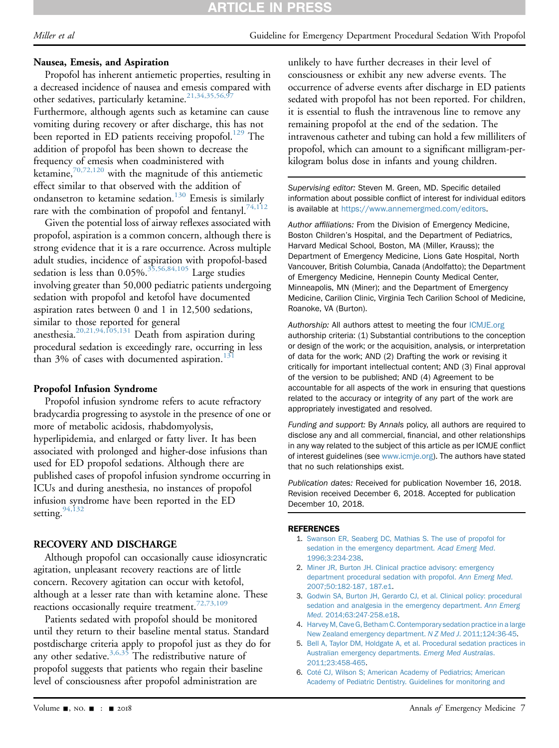### Nausea, Emesis, and Aspiration

Propofol has inherent antiemetic properties, resulting in a decreased incidence of nausea and emesis compared with other sedatives, particularly ketamine.[21,34,35,56,97] Furthermore, although agents such as ketamine can cause vomiting during recovery or after discharge, this has not been reported in ED patients receiving propofol.[129] The addition of propofol has been shown to decrease the frequency of emesis when coadministered with ketamine,[70,72,120] with the magnitude of this antiemetic effect similar to that observed with the addition of ondansetron to ketamine sedation.[130] Emesis is similarly rare with the combination of propofol and fentanyl.[74,112]

Given the potential loss of airway reflexes associated with propofol, aspiration is a common concern, although there is strong evidence that it is a rare occurrence. Across multiple adult studies, incidence of aspiration with propofol-based sedation is less than 0.05%.[35,56,84,105] Large studies involving greater than 50,000 pediatric patients undergoing sedation with propofol and ketofol have documented aspiration rates between 0 and 1 in 12,500 sedations, similar to those reported for general anesthesia.[20,21,94,105,131] Death from aspiration during procedural sedation is exceedingly rare, occurring in less than 3% of cases with documented aspiration.[131]

### Propofol Infusion Syndrome

Propofol infusion syndrome refers to acute refractory bradycardia progressing to asystole in the presence of one or more of metabolic acidosis, rhabdomyolysis, hyperlipidemia, and enlarged or fatty liver. It has been associated with prolonged and higher-dose infusions than used for ED propofol sedations. Although there are published cases of propofol infusion syndrome occurring in ICUs and during anesthesia, no instances of propofol infusion syndrome have been reported in the ED setting.[94,132]

## RECOVERY AND DISCHARGE

Although propofol can occasionally cause idiosyncratic agitation, unpleasant recovery reactions are of little concern. Recovery agitation can occur with ketofol, although at a lesser rate than with ketamine alone. These reactions occasionally require treatment.[72,73,109]

Patients sedated with propofol should be monitored until they return to their baseline mental status. Standard postdischarge criteria apply to propofol just as they do for any other sedative.[3,6,35] The redistributive nature of propofol suggests that patients who regain their baseline level of consciousness after propofol administration are unlikely to have further decreases in their level of consciousness or exhibit any new adverse events. The occurrence of adverse events after discharge in ED patients sedated with propofol has not been reported. For children, it is essential to flush the intravenous line to remove any remaining propofol at the end of the sedation. The intravenous catheter and tubing can hold a few milliliters of propofol, which can amount to a significant milligram-per-kilogram bolus dose in infants and young children.

---

*Supervising editor:* Steven M. Green, MD. Specific detailed information about possible conflict of interest for individual editors is available at https://www.annemergmed.com/editors.

*Author affiliations:* From the Division of Emergency Medicine, Boston Children's Hospital, and the Department of Pediatrics, Harvard Medical School, Boston, MA (Miller, Krauss); the Department of Emergency Medicine, Lions Gate Hospital, North Vancouver, British Columbia, Canada (Andolfatto); the Department of Emergency Medicine, Hennepin County Medical Center, Minneapolis, MN (Miner); and the Department of Emergency Medicine, Carilion Clinic, Virginia Tech Carilion School of Medicine, Roanoke, VA (Burton).

*Authorship:* All authors attest to meeting the four ICMJE.org authorship criteria: (1) Substantial contributions to the conception or design of the work; or the acquisition, analysis, or interpretation of data for the work; AND (2) Drafting the work or revising it critically for important intellectual content; AND (3) Final approval of the version to be published; AND (4) Agreement to be accountable for all aspects of the work in ensuring that questions related to the accuracy or integrity of any part of the work are appropriately investigated and resolved.

*Funding and support:* By *Annals* policy, all authors are required to disclose any and all commercial, financial, and other relationships in any way related to the subject of this article as per ICMJE conflict of interest guidelines (see www.icmje.org). The authors have stated that no such relationships exist.

*Publication dates:* Received for publication November 16, 2018. Revision received December 6, 2018. Accepted for publication December 10, 2018.

---

## REFERENCES

1. Swanson ER, Seaberg DC, Mathias S. The use of propofol for sedation in the emergency department. *Acad Emerg Med*. 1996;3:234-238.
2. Miner JR, Burton JH. Clinical practice advisory: emergency department procedural sedation with propofol. *Ann Emerg Med*. 2007;50:182-187, 187.e1.
3. Godwin SA, Burton JH, Gerardo CJ, et al. Clinical policy: procedural sedation and analgesia in the emergency department. *Ann Emerg Med*. 2014;63:247-258.e18.
4. Harvey M, Cave G, Betham C. Contemporary sedation practice in a large New Zealand emergency department. *N Z Med J*. 2011;124:36-45.
5. Bell A, Taylor DM, Holdgate A, et al. Procedural sedation practices in Australian emergency departments. *Emerg Med Australas*. 2011;23:458-465.
6. Coté CJ, Wilson S; American Academy of Pediatrics; American Academy of Pediatric Dentistry. Guidelines for monitoring and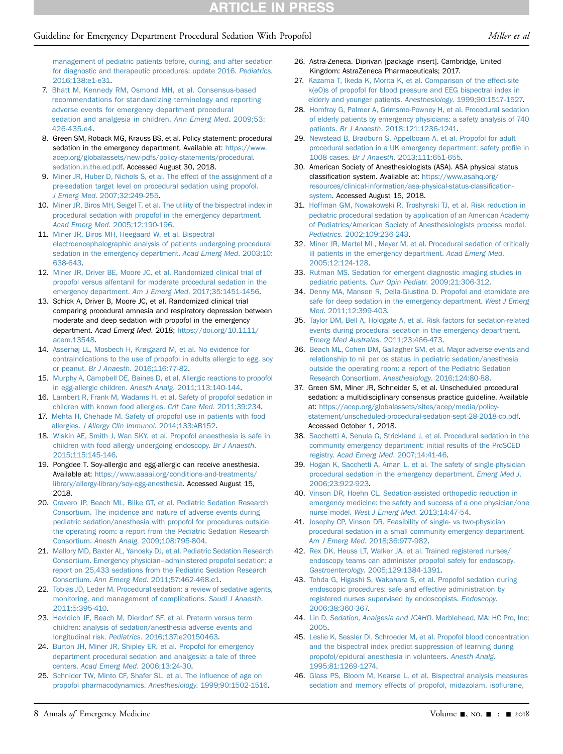management of pediatric patients before, during, and after sedation for diagnostic and therapeutic procedures: update 2016. *Pediatrics*. 2016;138:e1-e31.

7. Bhatt M, Kennedy RM, Osmond MH, et al. Consensus-based recommendations for standardizing terminology and reporting adverse events for emergency department procedural sedation and analgesia in children. *Ann Emerg Med*. 2009;53:426-435.e4.
8. Green SM, Roback MG, Krauss BS, et al. Policy statement: procedural sedation in the emergency department. Available at: https://www.acep.org/globalassets/new-pdfs/policy-statements/procedural.sedation.in.the.ed.pdf. Accessed August 30, 2018.
9. Miner JR, Huber D, Nichols S, et al. The effect of the assignment of a pre-sedation target level on procedural sedation using propofol. *J Emerg Med*. 2007;32:249-255.
10. Miner JR, Biros MH, Seigel T, et al. The utility of the bispectral index in procedural sedation with propofol in the emergency department. *Acad Emerg Med*. 2005;12:190-196.
11. Miner JR, Biros MH, Heegaard W, et al. Bispectral electroencephalographic analysis of patients undergoing procedural sedation in the emergency department. *Acad Emerg Med*. 2003;10:638-643.
12. Miner JR, Driver BE, Moore JC, et al. Randomized clinical trial of propofol versus alfentanil for moderate procedural sedation in the emergency department. *Am J Emerg Med*. 2017;35:1451-1456.
13. Schick A, Driver B, Moore JC, et al. Randomized clinical trial comparing procedural amnesia and respiratory depression between moderate and deep sedation with propofol in the emergency department. *Acad Emerg Med*. 2018; https://doi.org/10.1111/acem.13548.
14. Asserhøj LL, Mosbech H, Krøigaard M, et al. No evidence for contraindications to the use of propofol in adults allergic to egg, soy or peanut. *Br J Anaesth*. 2016;116:77-82.
15. Murphy A, Campbell DE, Baines D, et al. Allergic reactions to propofol in egg-allergic children. *Anesth Analg*. 2011;113:140-144.
16. Lambert R, Frank M, Wadams H, et al. Safety of propofol sedation in children with known food allergies. *Crit Care Med*. 2011;39:234.
17. Mehta H, Chehade M. Safety of propofol use in patients with food allergies. *J Allergy Clin Immunol*. 2014;133:AB152.
18. Wiskin AE, Smith J, Wan SKY, et al. Propofol anaesthesia is safe in children with food allergy undergoing endoscopy. *Br J Anaesth*. 2015;115:145-146.
19. Pongdee T. Soy-allergic and egg-allergic can receive anesthesia. Available at: https://www.aaaai.org/conditions-and-treatments/library/allergy-library/soy-egg-anesthesia. Accessed August 15, 2018.
20. Cravero JP, Beach ML, Blike GT, et al. Pediatric Sedation Research Consortium. The incidence and nature of adverse events during pediatric sedation/anesthesia with propofol for procedures outside the operating room: a report from the Pediatric Sedation Research Consortium. *Anesth Analg*. 2009;108:795-804.
21. Mallory MD, Baxter AL, Yanosky DJ, et al. Pediatric Sedation Research Consortium. Emergency physician–administered propofol sedation: a report on 25,433 sedations from the Pediatric Sedation Research Consortium. *Ann Emerg Med*. 2011;57:462-468.e1.
22. Tobias JD, Leder M. Procedural sedation: a review of sedative agents, monitoring, and management of complications. *Saudi J Anaesth*. 2011;5:395-410.
23. Havidich JE, Beach M, Dierdorf SF, et al. Preterm versus term children: analysis of sedation/anesthesia adverse events and longitudinal risk. *Pediatrics*. 2016;137:e20150463.
24. Burton JH, Miner JR, Shipley ER, et al. Propofol for emergency department procedural sedation and analgesia: a tale of three centers. *Acad Emerg Med*. 2006;13:24-30.
25. Schnider TW, Minto CF, Shafer SL, et al. The influence of age on propofol pharmacodynamics. *Anesthesiology*. 1999;90:1502-1516.
26. Astra-Zeneca. Diprivan [package insert]. Cambridge, United Kingdom: AstraZeneca Pharmaceuticals; 2017.
27. Kazama T, Ikeda K, Morita K, et al. Comparison of the effect-site k(eO)s of propofol for blood pressure and EEG bispectral index in elderly and younger patients. *Anesthesiology*. 1999;90:1517-1527.
28. Homfray G, Palmer A, Grimsmo-Powney H, et al. Procedural sedation of elderly patients by emergency physicians: a safety analysis of 740 patients. *Br J Anaesth*. 2018;121:1236-1241.
29. Newstead B, Bradburn S, Appelboam A, et al. Propofol for adult procedural sedation in a UK emergency department: safety profile in 1008 cases. *Br J Anaesth*. 2013;111:651-655.
30. American Society of Anesthesiologists (ASA). ASA physical status classification system. Available at: https://www.asahq.org/resources/clinical-information/asa-physical-status-classification-system. Accessed August 15, 2018.
31. Hoffman GM, Nowakowski R, Troshynski TJ, et al. Risk reduction in pediatric procedural sedation by application of an American Academy of Pediatrics/American Society of Anesthesiologists process model. *Pediatrics*. 2002;109:236-243.
32. Miner JR, Martel ML, Meyer M, et al. Procedural sedation of critically ill patients in the emergency department. *Acad Emerg Med*. 2005;12:124-128.
33. Rutman MS. Sedation for emergent diagnostic imaging studies in pediatric patients. *Curr Opin Pediatr*. 2009;21:306-312.
34. Denny MA, Manson R, Della-Giustina D. Propofol and etomidate are safe for deep sedation in the emergency department. *West J Emerg Med*. 2011;12:399-403.
35. Taylor DM, Bell A, Holdgate A, et al. Risk factors for sedation-related events during procedural sedation in the emergency department. *Emerg Med Australas*. 2011;23:466-473.
36. Beach ML, Cohen DM, Gallagher SM, et al. Major adverse events and relationship to nil per os status in pediatric sedation/anesthesia outside the operating room: a report of the Pediatric Sedation Research Consortium. *Anesthesiology*. 2016;124:80-88.
37. Green SM, Miner JR, Schneider S, et al. Unscheduled procedural sedation: a multidisciplinary consensus practice guideline. Available at: https://acep.org/globalassets/sites/acep/media/policy-statement/unscheduled-procedural-sedation-sept-28-2018-cp.pdf. Accessed October 1, 2018.
38. Sacchetti A, Senula G, Strickland J, et al. Procedural sedation in the community emergency department: initial results of the ProSCED registry. *Acad Emerg Med*. 2007;14:41-46.
39. Hogan K, Sacchetti A, Aman L, et al. The safety of single-physician procedural sedation in the emergency department. *Emerg Med J*. 2006;23:922-923.
40. Vinson DR, Hoehn CL. Sedation-assisted orthopedic reduction in emergency medicine: the safety and success of a one physician/one nurse model. *West J Emerg Med*. 2013;14:47-54.
41. Josephy CP, Vinson DR. Feasibility of single- vs two-physician procedural sedation in a small community emergency department. *Am J Emerg Med*. 2018;36:977-982.
42. Rex DK, Heuss LT, Walker JA, et al. Trained registered nurses/endoscopy teams can administer propofol safely for endoscopy. *Gastroenterology*. 2005;129:1384-1391.
43. Tohda G, Higashi S, Wakahara S, et al. Propofol sedation during endoscopic procedures: safe and effective administration by registered nurses supervised by endoscopists. *Endoscopy*. 2006;38:360-367.
44. Lin D. *Sedation, Analgesia and JCAHO*. Marblehead, MA: HC Pro, Inc; 2005.
45. Leslie K, Sessler DI, Schroeder M, et al. Propofol blood concentration and the bispectral index predict suppression of learning during propofol/epidural anesthesia in volunteers. *Anesth Analg*. 1995;81:1269-1274.
46. Glass PS, Bloom M, Kearse L, et al. Bispectral analysis measures sedation and memory effects of propofol, midazolam, isoflurane,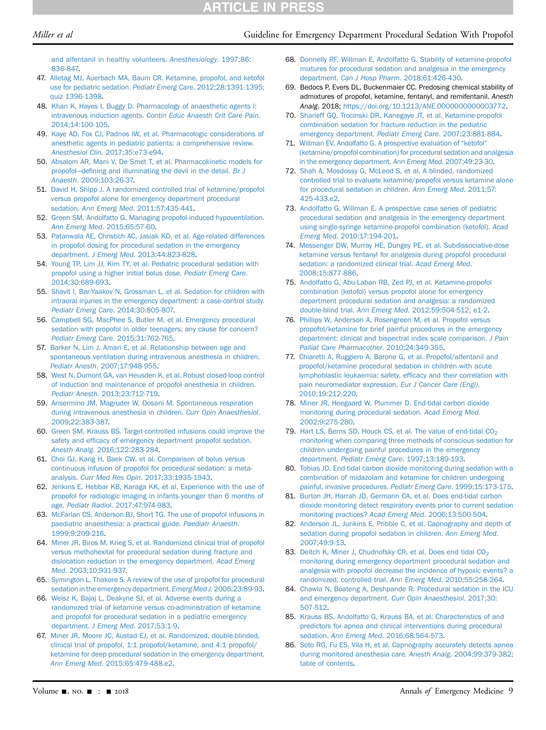and alfentanil in healthy volunteers. *Anesthesiology*. 1997;86: 836-847.

47. Alletag MJ, Auerbach MA, Baum CR. Ketamine, propofol, and ketofol use for pediatric sedation. *Pediatr Emerg Care*. 2012;28:1391-1395; quiz 1396-1398.
48. Khan K, Hayes I, Buggy D. Pharmacology of anaesthetic agents I: intravenous induction agents. *Contin Educ Anaesth Crit Care Pain*. 2014;14:100-105.
49. Kaye AD, Fox CJ, Padnos IW, et al. Pharmacologic considerations of anesthetic agents in pediatric patients: a comprehensive review. *Anesthesiol Clin*. 2017;35:e73-e94.
50. Absalom AR, Mani V, De Smet T, et al. Pharmacokinetic models for propofol—defining and illuminating the devil in the detail. *Br J Anaesth*. 2009;103:26-37.
51. David H, Shipp J. A randomized controlled trial of ketamine/propofol versus propofol alone for emergency department procedural sedation. *Ann Emerg Med*. 2011;57:435-441.
52. Green SM, Andolfatto G. Managing propofol-induced hypoventilation. *Ann Emerg Med*. 2015;65:57-60.
53. Patanwala AE, Christich AC, Jasiak KD, et al. Age-related differences in propofol dosing for procedural sedation in the emergency department. *J Emerg Med*. 2013;44:823-828.
54. Young TP, Lim JJ, Kim TY, et al. Pediatric procedural sedation with propofol using a higher initial bolus dose. *Pediatr Emerg Care*. 2014;30:689-693.
55. Shavit I, Bar-Yaakov N, Grossman L, et al. Sedation for children with intraoral injuries in the emergency department: a case-control study. *Pediatr Emerg Care*. 2014;30:805-807.
56. Campbell SG, MacPhee S, Butler M, et al. Emergency procedural sedation with propofol in older teenagers: any cause for concern? *Pediatr Emerg Care*. 2015;31:762-765.
57. Barker N, Lim J, Amari E, et al. Relationship between age and spontaneous ventilation during intravenous anesthesia in children. *Pediatr Anesth*. 2007;17:948-955.
58. West N, Dumont GA, van Heusden K, et al. Robust closed-loop control of induction and maintenance of propofol anesthesia in children. *Pediatr Anesth*. 2013;23:712-719.
59. Ansermino JM, Magruder W, Dosani M. Spontaneous respiration during intravenous anesthesia in children. *Curr Opin Anaesthesiol*. 2009;22:383-387.
60. Green SM, Krauss BS. Target-controlled infusions could improve the safety and efficacy of emergency department propofol sedation. *Anesth Analg*. 2016;122:283-284.
61. Choi GJ, Kang H, Baek CW, et al. Comparison of bolus versus continuous infusion of propofol for procedural sedation: a meta-analysis. *Curr Med Res Opin*. 2017;33:1935-1943.
62. Jenkins E, Hebbar KB, Karaga KK, et al. Experience with the use of propofol for radiologic imaging in infants younger than 6 months of age. *Pediatr Radiol*. 2017;47:974-983.
63. McFarlan CS, Anderson BJ, Short TG. The use of propofol infusions in paediatric anaesthesia: a practical guide. *Paediatr Anaesth*. 1999;9:209-216.
64. Miner JR, Biros M, Krieg S, et al. Randomized clinical trial of propofol versus methohexital for procedural sedation during fracture and dislocation reduction in the emergency department. *Acad Emerg Med*. 2003;10:931-937.
65. Symington L, Thakore S. A review of the use of propofol for procedural sedation in the emergency department. *Emerg Med J*. 2006;23:89-93.
66. Weisz K, Bajaj L, Deakyne SJ, et al. Adverse events during a randomized trial of ketamine versus co-administration of ketamine and propofol for procedural sedation in a pediatric emergency department. *J Emerg Med*. 2017;53:1-9.
67. Miner JR, Moore JC, Austad EJ, et al. Randomized, double-blinded, clinical trial of propofol, 1:1 propofol/ketamine, and 4:1 propofol/ketamine for deep procedural sedation in the emergency department. *Ann Emerg Med*. 2015;65:479-488.e2.
68. Donnelly RF, Willman E, Andolfatto G. Stability of ketamine-propofol mixtures for procedural sedation and analgesia in the emergency department. *Can J Hosp Pharm*. 2018;61:426-430.
69. Bedocs P, Evers DL, Buckenmaier CC. Predosing chemical stability of admixtures of propofol, ketamine, fentanyl, and remifentanil. *Anesth Analg*. 2018; https://doi.org/10.1213/ANE.0000000000003772.
70. Sharieff GQ, Trocinski DR, Kanegaye JT, et al. Ketamine-propofol combination sedation for fracture reduction in the pediatric emergency department. *Pediatr Emerg Care*. 2007;23:881-884.
71. Willman EV, Andolfatto G. A prospective evaluation of "ketofol" (ketamine/propofol combination) for procedural sedation and analgesia in the emergency department. *Ann Emerg Med*. 2007;49:23-30.
72. Shah A, Mosdossy G, McLeod S, et al. A blinded, randomized controlled trial to evaluate ketamine/propofol versus ketamine alone for procedural sedation in children. *Ann Emerg Med*. 2011;57: 425-433.e2.
73. Andolfatto G, Willman E. A prospective case series of pediatric procedural sedation and analgesia in the emergency department using single-syringe ketamine-propofol combination (ketofol). *Acad Emerg Med*. 2010;17:194-201.
74. Messenger DW, Murray HE, Dungey PE, et al. Subdissociative-dose ketamine versus fentanyl for analgesia during propofol procedural sedation: a randomized clinical trial. *Acad Emerg Med*. 2008;15:877-886.
75. Andolfatto G, Abu-Laban RB, Zed PJ, et al. Ketamine-propofol combination (ketofol) versus propofol alone for emergency department procedural sedation and analgesia: a randomized double-blind trial. *Ann Emerg Med*. 2012;59:504-512; e1-2.
76. Phillips W, Anderson A, Rosengreen M, et al. Propofol versus propofol/ketamine for brief painful procedures in the emergency department: clinical and bispectral index scale comparison. *J Pain Palliat Care Pharmacother*. 2010;24:349-355.
77. Chiaretti A, Ruggiero A, Barone G, et al. Propofol/alfentanil and propofol/ketamine procedural sedation in children with acute lymphoblastic leukaemia: safety, efficacy and their correlation with pain neuromediator expression. *Eur J Cancer Care (Engl)*. 2010;19:212-220.
78. Miner JR, Heegaard W, Plummer D. End-tidal carbon dioxide monitoring during procedural sedation. *Acad Emerg Med*. 2002;9:275-280.
79. Hart LS, Berns SD, Houck CS, et al. The value of end-tidal $CO_2$ monitoring when comparing three methods of conscious sedation for children undergoing painful procedures in the emergency department. *Pediatr Emerg Care*. 1997;13:189-193.
80. Tobias JD. End-tidal carbon dioxide monitoring during sedation with a combination of midazolam and ketamine for children undergoing painful, invasive procedures. *Pediatr Emerg Care*. 1999;15:173-175.
81. Burton JH, Harrah JD, Germann CA, et al. Does end-tidal carbon dioxide monitoring detect respiratory events prior to current sedation monitoring practices? *Acad Emerg Med*. 2006;13:500-504.
82. Anderson JL, Junkins E, Pribble C, et al. Capnography and depth of sedation during propofol sedation in children. *Ann Emerg Med*. 2007;49:9-13.
83. Deitch K, Miner J, Chudnofsky CR, et al. Does end tidal $CO_2$ monitoring during emergency department procedural sedation and analgesia with propofol decrease the incidence of hypoxic events? a randomized, controlled trial. *Ann Emerg Med*. 2010;55:258-264.
84. Chawla N, Boateng A, Deshpande R. Procedural sedation in the ICU and emergency department. *Curr Opin Anaesthesiol*. 2017;30: 507-512.
85. Krauss BS, Andolfatto G, Krauss BA, et al. Characteristics of and predictors for apnea and clinical interventions during procedural sedation. *Ann Emerg Med*. 2016;68:564-573.
86. Soto RG, Fu ES, Vila H, et al. Capnography accurately detects apnea during monitored anesthesia care. *Anesth Analg*. 2004;99:379-382; table of contents.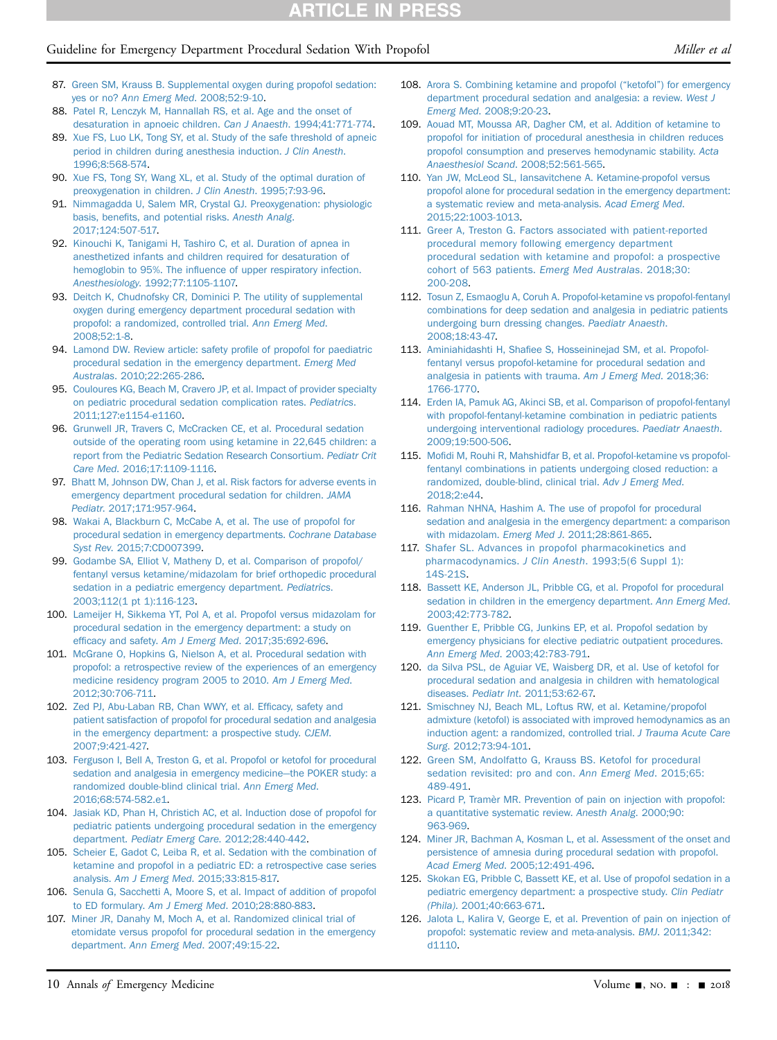87. Green SM, Krauss B. Supplemental oxygen during propofol sedation: yes or no? *Ann Emerg Med*. 2008;52:9-10.
88. Patel R, Lenczyk M, Hannallah RS, et al. Age and the onset of desaturation in apnoeic children. *Can J Anaesth*. 1994;41:771-774.
89. Xue FS, Luo LK, Tong SY, et al. Study of the safe threshold of apneic period in children during anesthesia induction. *J Clin Anesth*. 1996;8:568-574.
90. Xue FS, Tong SY, Wang XL, et al. Study of the optimal duration of preoxygenation in children. *J Clin Anesth*. 1995;7:93-96.
91. Nimmagadda U, Salem MR, Crystal GJ. Preoxygenation: physiologic basis, benefits, and potential risks. *Anesth Analg*. 2017;124:507-517.
92. Kinouchi K, Tanigami H, Tashiro C, et al. Duration of apnea in anesthetized infants and children required for desaturation of hemoglobin to 95%. The influence of upper respiratory infection. *Anesthesiology*. 1992;77:1105-1107.
93. Deitch K, Chudnofsky CR, Dominici P. The utility of supplemental oxygen during emergency department procedural sedation with propofol: a randomized, controlled trial. *Ann Emerg Med*. 2008;52:1-8.
94. Lamond DW. Review article: safety profile of propofol for paediatric procedural sedation in the emergency department. *Emerg Med Australas*. 2010;22:265-286.
95. Couloures KG, Beach M, Cravero JP, et al. Impact of provider specialty on pediatric procedural sedation complication rates. *Pediatrics*. 2011;127:e1154-e1160.
96. Grunwell JR, Travers C, McCracken CE, et al. Procedural sedation outside of the operating room using ketamine in 22,645 children: a report from the Pediatric Sedation Research Consortium. *Pediatr Crit Care Med*. 2016;17:1109-1116.
97. Bhatt M, Johnson DW, Chan J, et al. Risk factors for adverse events in emergency department procedural sedation for children. *JAMA Pediatr*. 2017;171:957-964.
98. Wakai A, Blackburn C, McCabe A, et al. The use of propofol for procedural sedation in emergency departments. *Cochrane Database Syst Rev*. 2015;7:CD007399.
99. Godambe SA, Elliot V, Matheny D, et al. Comparison of propofol/fentanyl versus ketamine/midazolam for brief orthopedic procedural sedation in a pediatric emergency department. *Pediatrics*. 2003;112(1 pt 1):116-123.
100. Lameijer H, Sikkema YT, Pol A, et al. Propofol versus midazolam for procedural sedation in the emergency department: a study on efficacy and safety. *Am J Emerg Med*. 2017;35:692-696.
101. McGrane O, Hopkins G, Nielson A, et al. Procedural sedation with propofol: a retrospective review of the experiences of an emergency medicine residency program 2005 to 2010. *Am J Emerg Med*. 2012;30:706-711.
102. Zed PJ, Abu-Laban RB, Chan WWY, et al. Efficacy, safety and patient satisfaction of propofol for procedural sedation and analgesia in the emergency department: a prospective study. *CJEM*. 2007;9:421-427.
103. Ferguson I, Bell A, Treston G, et al. Propofol or ketofol for procedural sedation and analgesia in emergency medicine—the POKER study: a randomized double-blind clinical trial. *Ann Emerg Med*. 2016;68:574-582.e1.
104. Jasiak KD, Phan H, Christich AC, et al. Induction dose of propofol for pediatric patients undergoing procedural sedation in the emergency department. *Pediatr Emerg Care*. 2012;28:440-442.
105. Scheier E, Gadot C, Leiba R, et al. Sedation with the combination of ketamine and propofol in a pediatric ED: a retrospective case series analysis. *Am J Emerg Med*. 2015;33:815-817.
106. Senula G, Sacchetti A, Moore S, et al. Impact of addition of propofol to ED formulary. *Am J Emerg Med*. 2010;28:880-883.
107. Miner JR, Danahy M, Moch A, et al. Randomized clinical trial of etomidate versus propofol for procedural sedation in the emergency department. *Ann Emerg Med*. 2007;49:15-22.
108. Arora S. Combining ketamine and propofol ("ketofol") for emergency department procedural sedation and analgesia: a review. *West J Emerg Med*. 2008;9:20-23.
109. Aouad MT, Moussa AR, Dagher CM, et al. Addition of ketamine to propofol for initiation of procedural anesthesia in children reduces propofol consumption and preserves hemodynamic stability. *Acta Anaesthesiol Scand*. 2008;52:561-565.
110. Yan JW, McLeod SL, Iansavitchene A. Ketamine-propofol versus propofol alone for procedural sedation in the emergency department: a systematic review and meta-analysis. *Acad Emerg Med*. 2015;22:1003-1013.
111. Greer A, Treston G. Factors associated with patient-reported procedural memory following emergency department procedural sedation with ketamine and propofol: a prospective cohort of 563 patients. *Emerg Med Australas*. 2018;30:200-208.
112. Tosun Z, Esmaoglu A, Coruh A. Propofol-ketamine vs propofol-fentanyl combinations for deep sedation and analgesia in pediatric patients undergoing burn dressing changes. *Paediatr Anaesth*. 2008;18:43-47.
113. Aminiahidashti H, Shafiee S, Hosseininejad SM, et al. Propofol-fentanyl versus propofol-ketamine for procedural sedation and analgesia in patients with trauma. *Am J Emerg Med*. 2018;36:1766-1770.
114. Erden IA, Pamuk AG, Akinci SB, et al. Comparison of propofol-fentanyl with propofol-fentanyl-ketamine combination in pediatric patients undergoing interventional radiology procedures. *Paediatr Anaesth*. 2009;19:500-506.
115. Mofidi M, Rouhi R, Mahshidfar B, et al. Propofol-ketamine vs propofol-fentanyl combinations in patients undergoing closed reduction: a randomized, double-blind, clinical trial. *Adv J Emerg Med*. 2018;2:e44.
116. Rahman NHNA, Hashim A. The use of propofol for procedural sedation and analgesia in the emergency department: a comparison with midazolam. *Emerg Med J*. 2011;28:861-865.
117. Shafer SL. Advances in propofol pharmacokinetics and pharmacodynamics. *J Clin Anesth*. 1993;5(6 Suppl 1):14S-21S.
118. Bassett KE, Anderson JL, Pribble CG, et al. Propofol for procedural sedation in children in the emergency department. *Ann Emerg Med*. 2003;42:773-782.
119. Guenther E, Pribble CG, Junkins EP, et al. Propofol sedation by emergency physicians for elective pediatric outpatient procedures. *Ann Emerg Med*. 2003;42:783-791.
120. da Silva PSL, de Aguiar VE, Waisberg DR, et al. Use of ketofol for procedural sedation and analgesia in children with hematological diseases. *Pediatr Int*. 2011;53:62-67.
121. Smischney NJ, Beach ML, Loftus RW, et al. Ketamine/propofol admixture (ketofol) is associated with improved hemodynamics as an induction agent: a randomized, controlled trial. *J Trauma Acute Care Surg*. 2012;73:94-101.
122. Green SM, Andolfatto G, Krauss BS. Ketofol for procedural sedation revisited: pro and con. *Ann Emerg Med*. 2015;65:489-491.
123. Picard P, Tramèr MR. Prevention of pain on injection with propofol: a quantitative systematic review. *Anesth Analg*. 2000;90:963-969.
124. Miner JR, Bachman A, Kosman L, et al. Assessment of the onset and persistence of amnesia during procedural sedation with propofol. *Acad Emerg Med*. 2005;12:491-496.
125. Skokan EG, Pribble C, Bassett KE, et al. Use of propofol sedation in a pediatric emergency department: a prospective study. *Clin Pediatr (Phila)*. 2001;40:663-671.
126. Jalota L, Kalira V, George E, et al. Prevention of pain on injection of propofol: systematic review and meta-analysis. *BMJ*. 2011;342:d1110.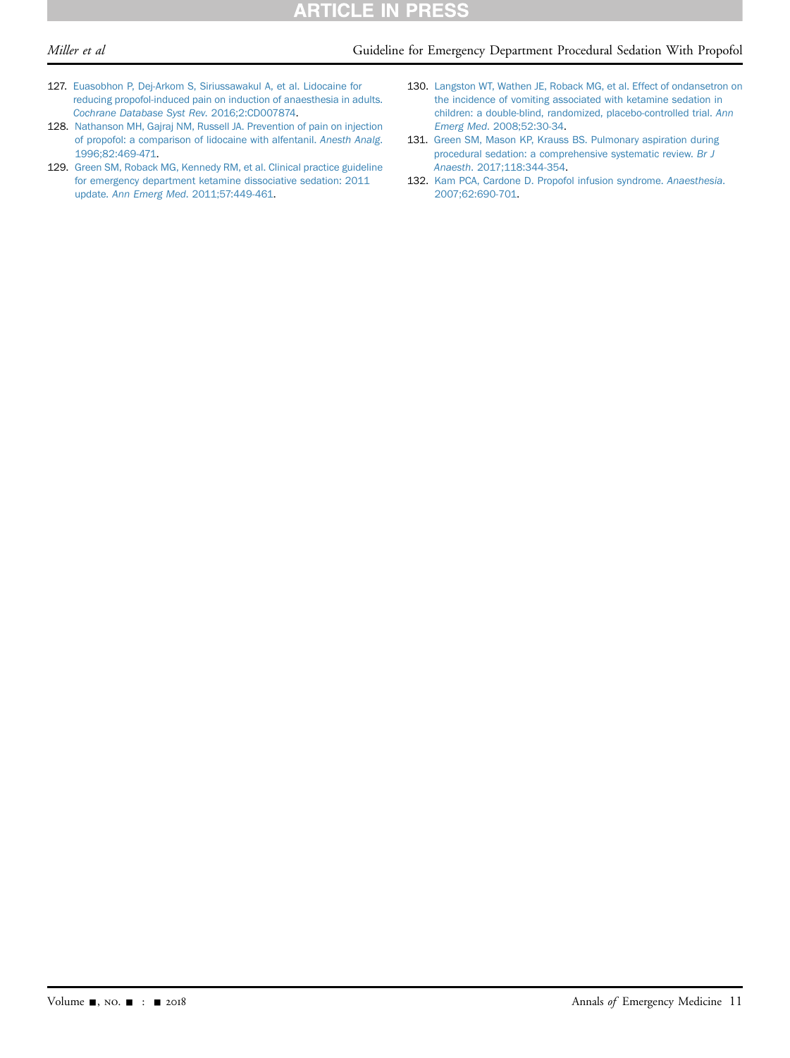127. Euasobhon P, Dej-Arkom S, Siriussawakul A, et al. Lidocaine for reducing propofol-induced pain on induction of anaesthesia in adults. *Cochrane Database Syst Rev*. 2016;2:CD007874.
128. Nathanson MH, Gajraj NM, Russell JA. Prevention of pain on injection of propofol: a comparison of lidocaine with alfentanil. *Anesth Analg*. 1996;82:469-471.
129. Green SM, Roback MG, Kennedy RM, et al. Clinical practice guideline for emergency department ketamine dissociative sedation: 2011 update. *Ann Emerg Med*. 2011;57:449-461.
130. Langston WT, Wathen JE, Roback MG, et al. Effect of ondansetron on the incidence of vomiting associated with ketamine sedation in children: a double-blind, randomized, placebo-controlled trial. *Ann Emerg Med*. 2008;52:30-34.
131. Green SM, Mason KP, Krauss BS. Pulmonary aspiration during procedural sedation: a comprehensive systematic review. *Br J Anaesth*. 2017;118:344-354.
132. Kam PCA, Cardone D. Propofol infusion syndrome. *Anaesthesia*. 2007;62:690-701.